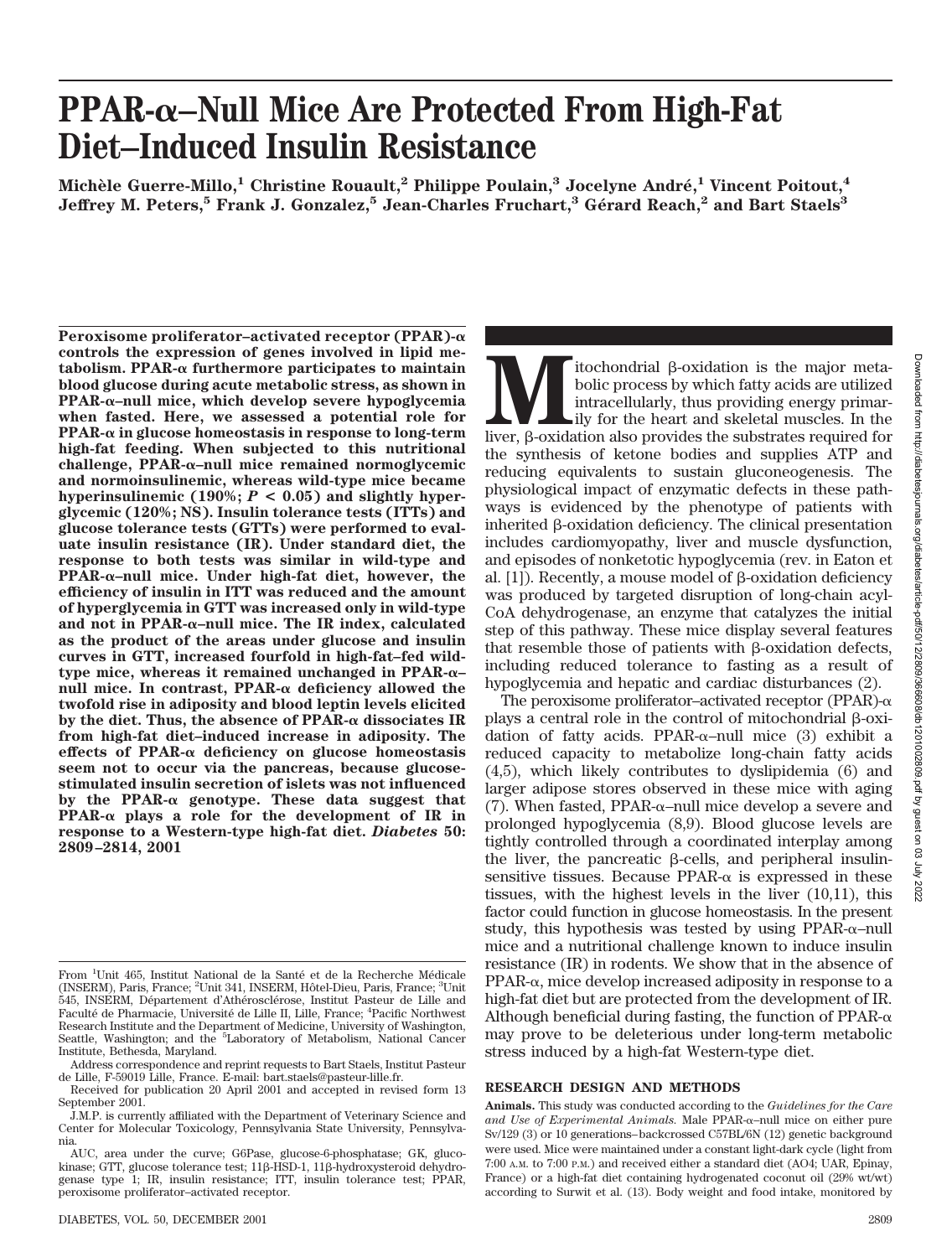# PPAR-α–Null Mice Are Protected From High-Fat Diet–Induced Insulin Resistance

**Michèle Guerre-Millo,[1] Christine Rouault,[2] Philippe Poulain,[3] Jocelyne André,[1] Vincent Poitout,[4] Jeffrey M. Peters,[5] Frank J. Gonzalez,[5] Jean-Charles Fruchart,[3] Gérard Reach,[2] and Bart Staels[3]**

**Peroxisome proliferator–activated receptor (PPAR)-α controls the expression of genes involved in lipid metabolism. PPAR-α furthermore participates to maintain blood glucose during acute metabolic stress, as shown in PPAR-α–null mice, which develop severe hypoglycemia when fasted. Here, we assessed a potential role for PPAR-α in glucose homeostasis in response to long-term high-fat feeding. When subjected to this nutritional challenge, PPAR-α–null mice remained normoglycemic and normoinsulinemic, whereas wild-type mice became hyperinsulinemic (190%; $P < 0.05$) and slightly hyperglycemic (120%; NS). Insulin tolerance tests (ITTs) and glucose tolerance tests (GTTs) were performed to evaluate insulin resistance (IR). Under standard diet, the response to both tests was similar in wild-type and PPAR-α–null mice. Under high-fat diet, however, the efficiency of insulin in ITT was reduced and the amount of hyperglycemia in GTT was increased only in wild-type and not in PPAR-α–null mice. The IR index, calculated as the product of the areas under glucose and insulin curves in GTT, increased fourfold in high-fat–fed wild-type mice, whereas it remained unchanged in PPAR-α–null mice. In contrast, PPAR-α deficiency allowed the twofold rise in adiposity and blood leptin levels elicited by the diet. Thus, the absence of PPAR-α dissociates IR from high-fat diet–induced increase in adiposity. The effects of PPAR-α deficiency on glucose homeostasis seem not to occur via the pancreas, because glucose-stimulated insulin secretion of islets was not influenced by the PPAR-α genotype. These data suggest that PPAR-α plays a role for the development of IR in response to a Western-type high-fat diet.** ***Diabetes* 50: 2809–2814, 2001**

From [1]Unit 465, Institut National de la Santé et de la Recherche Médicale (INSERM), Paris, France; [2]Unit 341, INSERM, Hôtel-Dieu, Paris, France; [3]Unit 545, INSERM, Département d'Athérosclérose, Institut Pasteur de Lille and Faculté de Pharmacie, Université de Lille II, Lille, France; [4]Pacific Northwest Research Institute and the Department of Medicine, University of Washington, Seattle, Washington; and the [5]Laboratory of Metabolism, National Cancer Institute, Bethesda, Maryland.

Address correspondence and reprint requests to Bart Staels, Institut Pasteur de Lille, F-59019 Lille, France. E-mail: bart.staels@pasteur-lille.fr.

Received for publication 20 April 2001 and accepted in revised form 13 September 2001.

J.M.P. is currently affiliated with the Department of Veterinary Science and Center for Molecular Toxicology, Pennsylvania State University, Pennsylvania.

AUC, area under the curve; G6Pase, glucose-6-phosphatase; GK, glucokinase; GTT, glucose tolerance test; 11β-HSD-1, 11β-hydroxysteroid dehydrogenase type 1; IR, insulin resistance; ITT, insulin tolerance test; PPAR, peroxisome proliferator–activated receptor.

Mitochondrial β-oxidation is the major metabolic process by which fatty acids are utilized intracellularly, thus providing energy primarily for the heart and skeletal muscles. In the liver, β-oxidation also provides the substrates required for the synthesis of ketone bodies and supplies ATP and reducing equivalents to sustain gluconeogenesis. The physiological impact of enzymatic defects in these pathways is evidenced by the phenotype of patients with inherited β-oxidation deficiency. The clinical presentation includes cardiomyopathy, liver and muscle dysfunction, and episodes of nonketotic hypoglycemia (rev. in Eaton et al. [1]). Recently, a mouse model of β-oxidation deficiency was produced by targeted disruption of long-chain acyl-CoA dehydrogenase, an enzyme that catalyzes the initial step of this pathway. These mice display several features that resemble those of patients with β-oxidation defects, including reduced tolerance to fasting as a result of hypoglycemia and hepatic and cardiac disturbances (2).

The peroxisome proliferator–activated receptor (PPAR)-α plays a central role in the control of mitochondrial β-oxidation of fatty acids. PPAR-α–null mice (3) exhibit a reduced capacity to metabolize long-chain fatty acids (4,5), which likely contributes to dyslipidemia (6) and larger adipose stores observed in these mice with aging (7). When fasted, PPAR-α–null mice develop a severe and prolonged hypoglycemia (8,9). Blood glucose levels are tightly controlled through a coordinated interplay among the liver, the pancreatic β-cells, and peripheral insulin-sensitive tissues. Because PPAR-α is expressed in these tissues, with the highest levels in the liver (10,11), this factor could function in glucose homeostasis. In the present study, this hypothesis was tested by using PPAR-α–null mice and a nutritional challenge known to induce insulin resistance (IR) in rodents. We show that in the absence of PPAR-α, mice develop increased adiposity in response to a high-fat diet but are protected from the development of IR. Although beneficial during fasting, the function of PPAR-α may prove to be deleterious under long-term metabolic stress induced by a high-fat Western-type diet.

## RESEARCH DESIGN AND METHODS

**Animals.** This study was conducted according to the *Guidelines for the Care and Use of Experimental Animals.* Male PPAR-α–null mice on either pure Sv/129 (3) or 10 generations–backcrossed C57BL/6N (12) genetic background were used. Mice were maintained under a constant light-dark cycle (light from 7:00 A.M. to 7:00 P.M.) and received either a standard diet (AO4; UAR, Epinay, France) or a high-fat diet containing hydrogenated coconut oil (29% wt/wt) according to Surwit et al. (13). Body weight and food intake, monitored by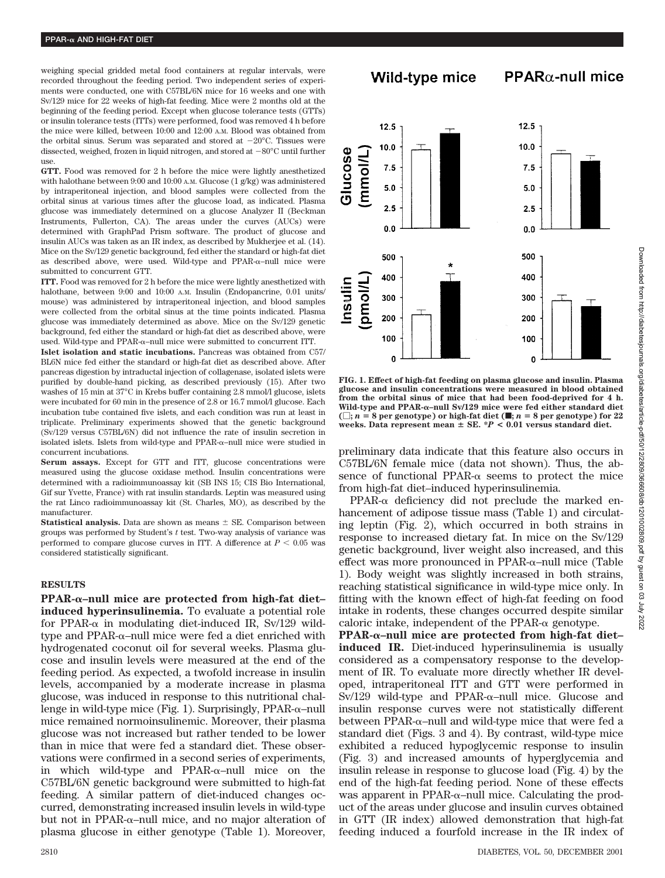weighing special gridded metal food containers at regular intervals, were recorded throughout the feeding period. Two independent series of experiments were conducted, one with C57BL/6N mice for 16 weeks and one with Sv/129 mice for 22 weeks of high-fat feeding. Mice were 2 months old at the beginning of the feeding period. Except when glucose tolerance tests (GTTs) or insulin tolerance tests (ITTs) were performed, food was removed 4 h before the mice were killed, between 10:00 and 12:00 A.M. Blood was obtained from the orbital sinus. Serum was separated and stored at −20°C. Tissues were dissected, weighed, frozen in liquid nitrogen, and stored at −80°C until further use.

**GTT.** Food was removed for 2 h before the mice were lightly anesthetized with halothane between 9:00 and 10:00 A.M. Glucose (1 g/kg) was administered by intraperitoneal injection, and blood samples were collected from the orbital sinus at various times after the glucose load, as indicated. Plasma glucose was immediately determined on a glucose Analyzer II (Beckman Instruments, Fullerton, CA). The areas under the curves (AUCs) were determined with GraphPad Prism software. The product of glucose and insulin AUCs was taken as an IR index, as described by Mukherjee et al. (14). Mice on the Sv/129 genetic background, fed either the standard or high-fat diet as described above, were used. Wild-type and PPAR-α–null mice were submitted to concurrent GTT.

**ITT.** Food was removed for 2 h before the mice were lightly anesthetized with halothane, between 9:00 and 10:00 A.M. Insulin (Endopancrine, 0.01 units/mouse) was administered by intraperitoneal injection, and blood samples were collected from the orbital sinus at the time points indicated. Plasma glucose was immediately determined as above. Mice on the Sv/129 genetic background, fed either the standard or high-fat diet as described above, were used. Wild-type and PPAR-α–null mice were submitted to concurrent ITT.

**Islet isolation and static incubations.** Pancreas was obtained from C57/BL6N mice fed either the standard or high-fat diet as described above. After pancreas digestion by intraductal injection of collagenase, isolated islets were purified by double-hand picking, as described previously (15). After two washes of 15 min at 37°C in Krebs buffer containing 2.8 mmol/l glucose, islets were incubated for 60 min in the presence of 2.8 or 16.7 mmol/l glucose. Each incubation tube contained five islets, and each condition was run at least in triplicate. Preliminary experiments showed that the genetic background (Sv/129 versus C57BL/6N) did not influence the rate of insulin secretion in isolated islets. Islets from wild-type and PPAR-α–null mice were studied in concurrent incubations.

**Serum assays.** Except for GTT and ITT, glucose concentrations were measured using the glucose oxidase method. Insulin concentrations were determined with a radioimmunoassay kit (SB INS 15; CIS Bio International, Gif sur Yvette, France) with rat insulin standards. Leptin was measured using the rat Linco radioimmunoassay kit (St. Charles, MO), as described by the manufacturer.

**Statistical analysis.** Data are shown as means ± SE. Comparison between groups was performed by Student's *t* test. Two-way analysis of variance was performed to compare glucose curves in ITT. A difference at $P < 0.05$ was considered statistically significant.

## RESULTS

**PPAR-α–null mice are protected from high-fat diet–induced hyperinsulinemia.** To evaluate a potential role for PPAR-α in modulating diet-induced IR, Sv/129 wild-type and PPAR-α–null mice were fed a diet enriched with hydrogenated coconut oil for several weeks. Plasma glucose and insulin levels were measured at the end of the feeding period. As expected, a twofold increase in insulin levels, accompanied by a moderate increase in plasma glucose, was induced in response to this nutritional challenge in wild-type mice (Fig. 1). Surprisingly, PPAR-α–null mice remained normoinsulinemic. Moreover, their plasma glucose was not increased but rather tended to be lower than in mice that were fed a standard diet. These observations were confirmed in a second series of experiments, in which wild-type and PPAR-α–null mice on the C57BL/6N genetic background were submitted to high-fat feeding. A similar pattern of diet-induced changes occurred, demonstrating increased insulin levels in wild-type but not in PPAR-α–null mice, and no major alteration of plasma glucose in either genotype (Table 1). Moreover,

**FIG. 1. Effect of high-fat feeding on plasma glucose and insulin. Plasma glucose and insulin concentrations were measured in blood obtained from the orbital sinus of mice that had been food-deprived for 4 h. Wild-type and PPAR-α–null Sv/129 mice were fed either standard diet (□; *n* = 8 per genotype) or high-fat diet (■; *n* = 8 per genotype) for 22 weeks. Data represent mean ± SE. *$P < 0.01$ versus standard diet.**

preliminary data indicate that this feature also occurs in C57BL/6N female mice (data not shown). Thus, the absence of functional PPAR-α seems to protect the mice from high-fat diet–induced hyperinsulinemia.

PPAR-α deficiency did not preclude the marked enhancement of adipose tissue mass (Table 1) and circulating leptin (Fig. 2), which occurred in both strains in response to increased dietary fat. In mice on the Sv/129 genetic background, liver weight also increased, and this effect was more pronounced in PPAR-α–null mice (Table 1). Body weight was slightly increased in both strains, reaching statistical significance in wild-type mice only. In fitting with the known effect of high-fat feeding on food intake in rodents, these changes occurred despite similar caloric intake, independent of the PPAR-α genotype.

**PPAR-α–null mice are protected from high-fat diet–induced IR.** Diet-induced hyperinsulinemia is usually considered as a compensatory response to the development of IR. To evaluate more directly whether IR developed, intraperitoneal ITT and GTT were performed in Sv/129 wild-type and PPAR-α–null mice. Glucose and insulin response curves were not statistically different between PPAR-α–null and wild-type mice that were fed a standard diet (Figs. 3 and 4). By contrast, wild-type mice exhibited a reduced hypoglycemic response to insulin (Fig. 3) and increased amounts of hyperglycemia and insulin release in response to glucose load (Fig. 4) by the end of the high-fat feeding period. None of these effects was apparent in PPAR-α–null mice. Calculating the product of the areas under glucose and insulin curves obtained in GTT (IR index) allowed demonstration that high-fat feeding induced a fourfold increase in the IR index of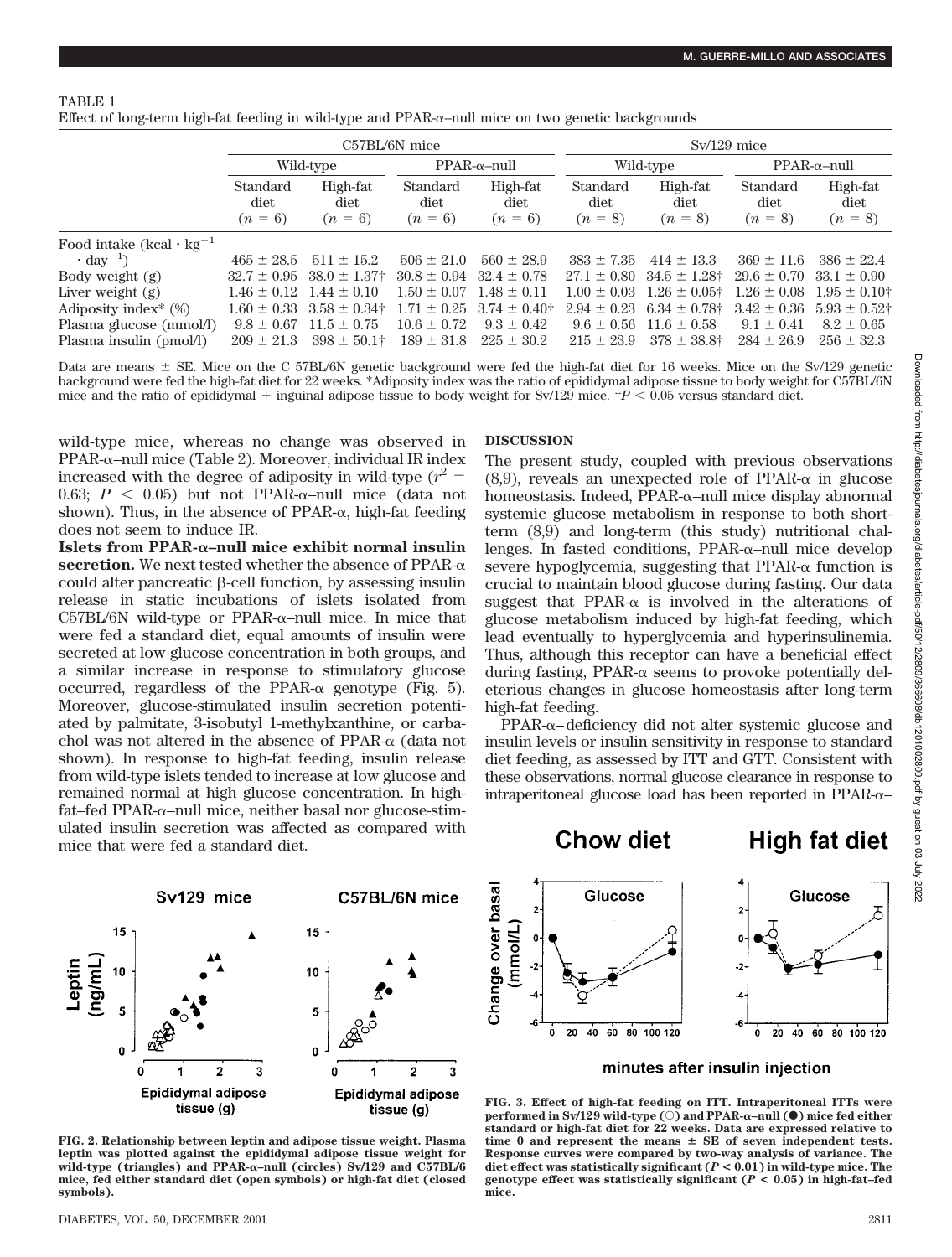TABLE 1

Effect of long-term high-fat feeding in wild-type and PPAR-α–null mice on two genetic backgrounds

| | C57BL/6N mice | | | | Sv/129 mice | | | |
|---|---|---|---|---|---|---|---|---|
| | Wild-type | | PPAR-α–null | | Wild-type | | PPAR-α–null | |
| | Standard diet ($n$ = 6) | High-fat diet ($n$ = 6) | Standard diet ($n$ = 6) | High-fat diet ($n$ = 6) | Standard diet ($n$ = 8) | High-fat diet ($n$ = 8) | Standard diet ($n$ = 8) | High-fat diet ($n$ = 8) |
| Food intake ($kcal \cdot kg^{-1} \cdot day^{-1}$) | 465 ± 28.5 | 511 ± 15.2 | 506 ± 21.0 | 560 ± 28.9 | 383 ± 7.35 | 414 ± 13.3 | 369 ± 11.6 | 386 ± 22.4 |
| Body weight (g) | 32.7 ± 0.95 | 38.0 ± 1.37† | 30.8 ± 0.94 | 32.4 ± 0.78 | 27.1 ± 0.80 | 34.5 ± 1.28† | 29.6 ± 0.70 | 33.1 ± 0.90 |
| Liver weight (g) | 1.46 ± 0.12 | 1.44 ± 0.10 | 1.50 ± 0.07 | 1.48 ± 0.11 | 1.00 ± 0.03 | 1.26 ± 0.05† | 1.26 ± 0.08 | 1.95 ± 0.10† |
| Adiposity index* (%) | 1.60 ± 0.33 | 3.58 ± 0.34† | 1.71 ± 0.25 | 3.74 ± 0.40† | 2.94 ± 0.23 | 6.34 ± 0.78† | 3.42 ± 0.36 | 5.93 ± 0.52† |
| Plasma glucose (mmol/l) | 9.8 ± 0.67 | 11.5 ± 0.75 | 10.6 ± 0.72 | 9.3 ± 0.42 | 9.6 ± 0.56 | 11.6 ± 0.58 | 9.1 ± 0.41 | 8.2 ± 0.65 |
| Plasma insulin (pmol/l) | 209 ± 21.3 | 398 ± 50.1† | 189 ± 31.8 | 225 ± 30.2 | 215 ± 23.9 | 378 ± 38.8† | 284 ± 26.9 | 256 ± 32.3 |

Data are means ± SE. Mice on the C 57BL/6N genetic background were fed the high-fat diet for 16 weeks. Mice on the Sv/129 genetic background were fed the high-fat diet for 22 weeks. *Adiposity index was the ratio of epididymal adipose tissue to body weight for C57BL/6N mice and the ratio of epididymal + inguinal adipose tissue to body weight for Sv/129 mice. †$P < 0.05$ versus standard diet.

wild-type mice, whereas no change was observed in PPAR-α–null mice (Table 2). Moreover, individual IR index increased with the degree of adiposity in wild-type ($r^2$ = 0.63; $P < 0.05$) but not PPAR-α–null mice (data not shown). Thus, in the absence of PPAR-α, high-fat feeding does not seem to induce IR.

**Islets from PPAR-α–null mice exhibit normal insulin secretion.** We next tested whether the absence of PPAR-α could alter pancreatic β-cell function, by assessing insulin release in static incubations of islets isolated from C57BL/6N wild-type or PPAR-α–null mice. In mice that were fed a standard diet, equal amounts of insulin were secreted at low glucose concentration in both groups, and a similar increase in response to stimulatory glucose occurred, regardless of the PPAR-α genotype (Fig. 5). Moreover, glucose-stimulated insulin secretion potentiated by palmitate, 3-isobutyl 1-methylxanthine, or carbachol was not altered in the absence of PPAR-α (data not shown). In response to high-fat feeding, insulin release from wild-type islets tended to increase at low glucose and remained normal at high glucose concentration. In high-fat–fed PPAR-α–null mice, neither basal nor glucose-stimulated insulin secretion was affected as compared with mice that were fed a standard diet.

## DISCUSSION

The present study, coupled with previous observations (8,9), reveals an unexpected role of PPAR-α in glucose homeostasis. Indeed, PPAR-α–null mice display abnormal systemic glucose metabolism in response to both short-term (8,9) and long-term (this study) nutritional challenges. In fasted conditions, PPAR-α–null mice develop severe hypoglycemia, suggesting that PPAR-α function is crucial to maintain blood glucose during fasting. Our data suggest that PPAR-α is involved in the alterations of glucose metabolism induced by high-fat feeding, which lead eventually to hyperglycemia and hyperinsulinemia. Thus, although this receptor can have a beneficial effect during fasting, PPAR-α seems to provoke potentially deleterious changes in glucose homeostasis after long-term high-fat feeding.

PPAR-α–deficiency did not alter systemic glucose and insulin levels or insulin sensitivity in response to standard diet feeding, as assessed by ITT and GTT. Consistent with these observations, normal glucose clearance in response to intraperitoneal glucose load has been reported in PPAR-α–

**FIG. 2. Relationship between leptin and adipose tissue weight. Plasma leptin was plotted against the epididymal adipose tissue weight for wild-type (triangles) and PPAR-α–null (circles) Sv129 and C57BL/6 mice, fed either standard diet (open symbols) or high-fat diet (closed symbols).**

**FIG. 3. Effect of high-fat feeding on ITT. Intraperitoneal ITTs were performed in Sv/129 wild-type (○) and PPAR-α–null (●) mice fed either standard or high-fat diet for 22 weeks. Data are expressed relative to time 0 and represent the means ± SE of seven independent tests. Response curves were compared by two-way analysis of variance. The diet effect was statistically significant ($P < 0.01$) in wild-type mice. The genotype effect was statistically significant ($P < 0.05$) in high-fat–fed mice.**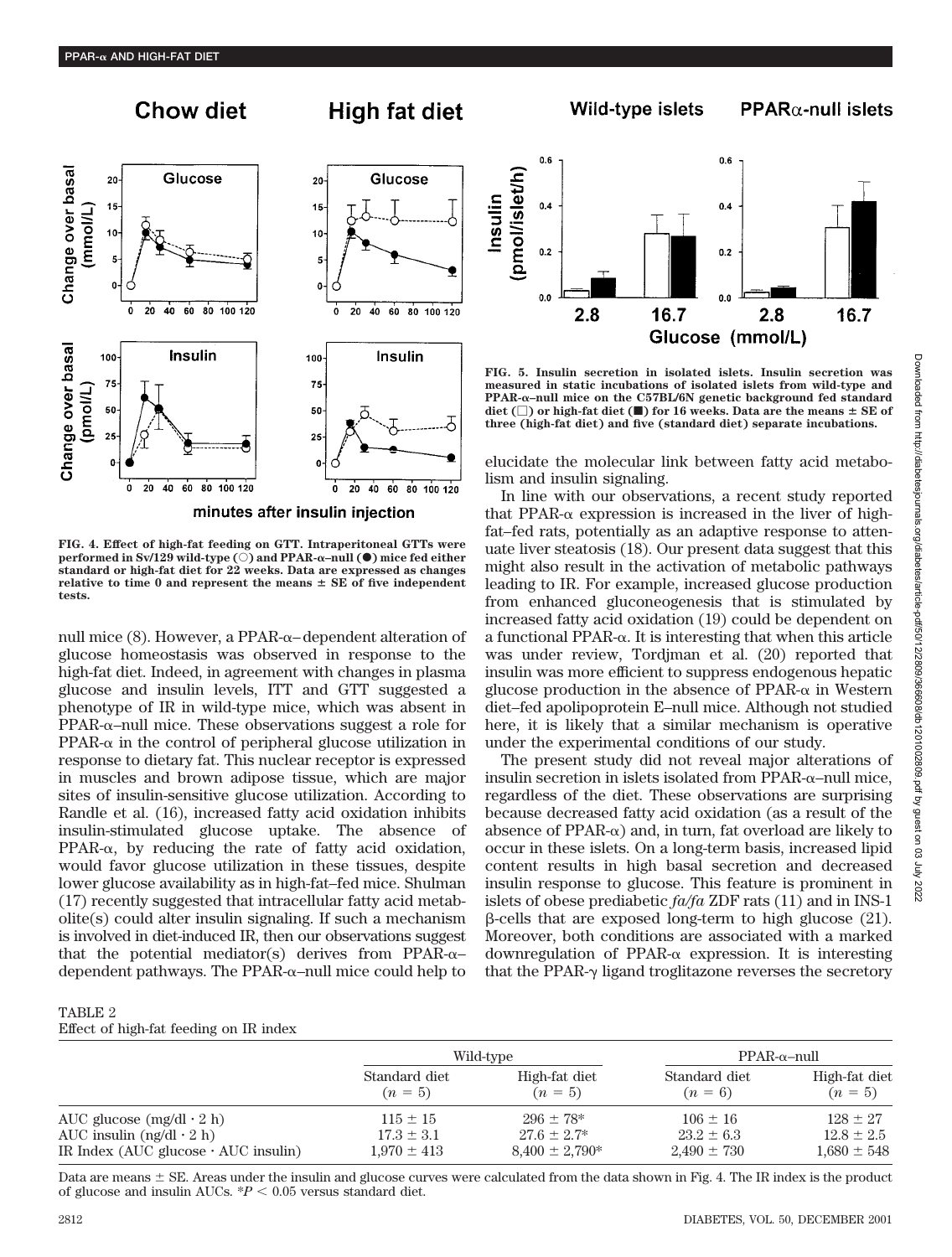FIG. 4. Effect of high-fat feeding on GTT. Intraperitoneal GTTs were performed in Sv/129 wild-type (○) and PPAR-α–null (●) mice fed either standard or high-fat diet for 22 weeks. Data are expressed as changes relative to time 0 and represent the means ± SE of five independent tests.

FIG. 5. Insulin secretion in isolated islets. Insulin secretion was measured in static incubations of isolated islets from wild-type and PPAR-α–null mice on the C57BL/6N genetic background fed standard diet (□) or high-fat diet (■) for 16 weeks. Data are the means ± SE of three (high-fat diet) and five (standard diet) separate incubations.

null mice (8). However, a PPAR-α–dependent alteration of glucose homeostasis was observed in response to the high-fat diet. Indeed, in agreement with changes in plasma glucose and insulin levels, ITT and GTT suggested a phenotype of IR in wild-type mice, which was absent in PPAR-α–null mice. These observations suggest a role for PPAR-α in the control of peripheral glucose utilization in response to dietary fat. This nuclear receptor is expressed in muscles and brown adipose tissue, which are major sites of insulin-sensitive glucose utilization. According to Randle et al. (16), increased fatty acid oxidation inhibits insulin-stimulated glucose uptake. The absence of PPAR-α, by reducing the rate of fatty acid oxidation, would favor glucose utilization in these tissues, despite lower glucose availability as in high-fat–fed mice. Shulman (17) recently suggested that intracellular fatty acid metabolite(s) could alter insulin signaling. If such a mechanism is involved in diet-induced IR, then our observations suggest that the potential mediator(s) derives from PPAR-α–dependent pathways. The PPAR-α–null mice could help to elucidate the molecular link between fatty acid metabolism and insulin signaling.

In line with our observations, a recent study reported that PPAR-α expression is increased in the liver of high-fat–fed rats, potentially as an adaptive response to attenuate liver steatosis (18). Our present data suggest that this might also result in the activation of metabolic pathways leading to IR. For example, increased glucose production from enhanced gluconeogenesis that is stimulated by increased fatty acid oxidation (19) could be dependent on a functional PPAR-α. It is interesting that when this article was under review, Tordjman et al. (20) reported that insulin was more efficient to suppress endogenous hepatic glucose production in the absence of PPAR-α in Western diet–fed apolipoprotein E–null mice. Although not studied here, it is likely that a similar mechanism is operative under the experimental conditions of our study.

The present study did not reveal major alterations of insulin secretion in islets isolated from PPAR-α–null mice, regardless of the diet. These observations are surprising because decreased fatty acid oxidation (as a result of the absence of PPAR-α) and, in turn, fat overload are likely to occur in these islets. On a long-term basis, increased lipid content results in high basal secretion and decreased insulin response to glucose. This feature is prominent in islets of obese prediabetic *fa/fa* ZDF rats (11) and in INS-1 β-cells that are exposed long-term to high glucose (21). Moreover, both conditions are associated with a marked downregulation of PPAR-α expression. It is interesting that the PPAR-γ ligand troglitazone reverses the secretory

TABLE 2
Effect of high-fat feeding on IR index

| | Wild-type | | PPAR-α–null | |
|---|---|---|---|---|
| | Standard diet ($n$ = 5) | High-fat diet ($n$ = 5) | Standard diet ($n$ = 6) | High-fat diet ($n$ = 5) |
| AUC glucose (mg/dl · 2 h) | 115 ± 15 | 296 ± 78* | 106 ± 16 | 128 ± 27 |
| AUC insulin (ng/dl · 2 h) | 17.3 ± 3.1 | 27.6 ± 2.7* | 23.2 ± 6.3 | 12.8 ± 2.5 |
| IR Index (AUC glucose · AUC insulin) | 1,970 ± 413 | 8,400 ± 2,790* | 2,490 ± 730 | 1,680 ± 548 |

Data are means ± SE. Areas under the insulin and glucose curves were calculated from the data shown in Fig. 4. The IR index is the product of glucose and insulin AUCs. *$P < 0.05$ versus standard diet.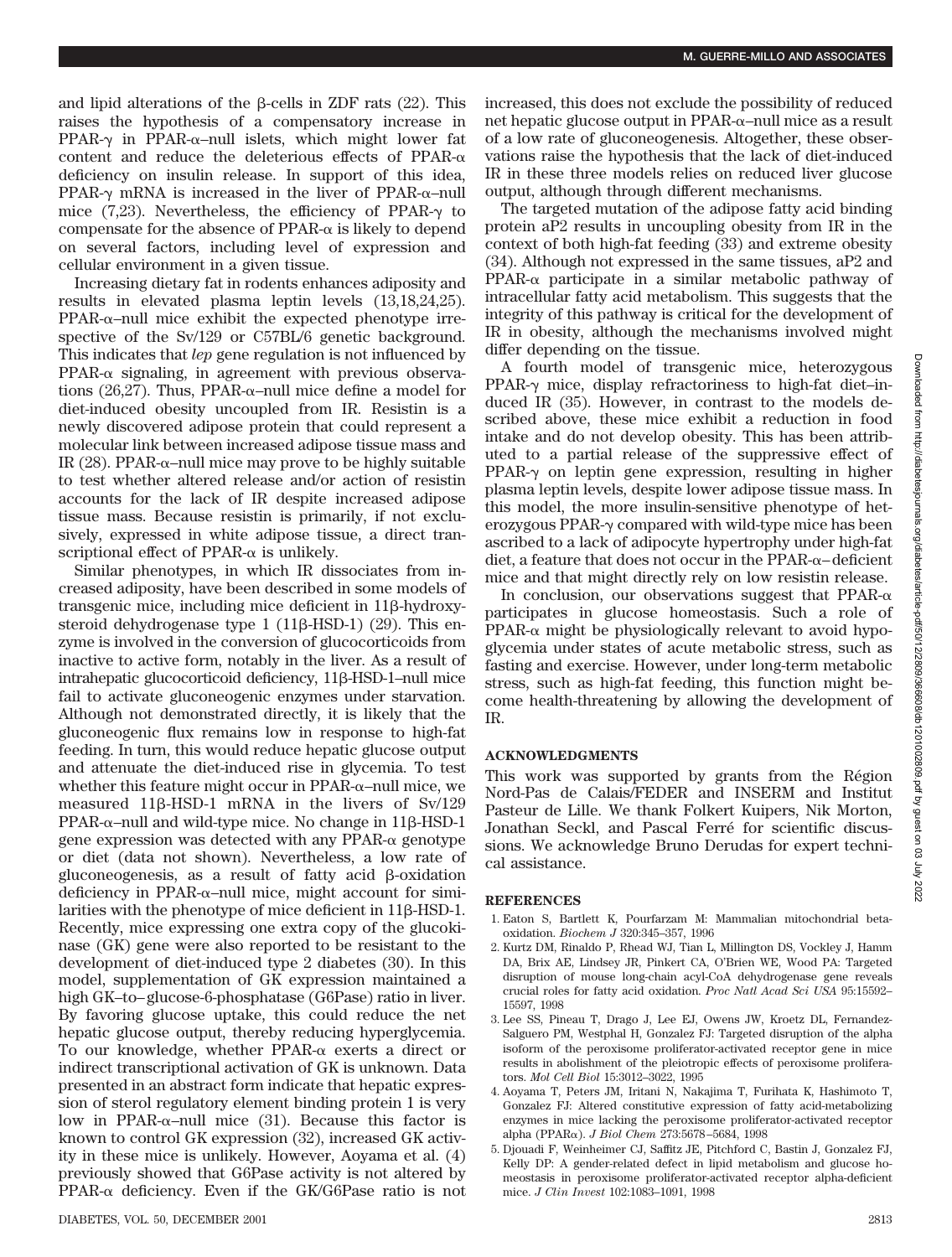and lipid alterations of the β-cells in ZDF rats (22). This raises the hypothesis of a compensatory increase in PPAR-γ in PPAR-α–null islets, which might lower fat content and reduce the deleterious effects of PPAR-α deficiency on insulin release. In support of this idea, PPAR-γ mRNA is increased in the liver of PPAR-α–null mice (7,23). Nevertheless, the efficiency of PPAR-γ to compensate for the absence of PPAR-α is likely to depend on several factors, including level of expression and cellular environment in a given tissue.

Increasing dietary fat in rodents enhances adiposity and results in elevated plasma leptin levels (13,18,24,25). PPAR-α–null mice exhibit the expected phenotype irrespective of the Sv/129 or C57BL/6 genetic background. This indicates that *lep* gene regulation is not influenced by PPAR-α signaling, in agreement with previous observations (26,27). Thus, PPAR-α–null mice define a model for diet-induced obesity uncoupled from IR. Resistin is a newly discovered adipose protein that could represent a molecular link between increased adipose tissue mass and IR (28). PPAR-α–null mice may prove to be highly suitable to test whether altered release and/or action of resistin accounts for the lack of IR despite increased adipose tissue mass. Because resistin is primarily, if not exclusively, expressed in white adipose tissue, a direct transcriptional effect of PPAR-α is unlikely.

Similar phenotypes, in which IR dissociates from increased adiposity, have been described in some models of transgenic mice, including mice deficient in 11β-hydroxysteroid dehydrogenase type 1 (11β-HSD-1) (29). This enzyme is involved in the conversion of glucocorticoids from inactive to active form, notably in the liver. As a result of intrahepatic glucocorticoid deficiency, 11β-HSD-1–null mice fail to activate gluconeogenic enzymes under starvation. Although not demonstrated directly, it is likely that the gluconeogenic flux remains low in response to high-fat feeding. In turn, this would reduce hepatic glucose output and attenuate the diet-induced rise in glycemia. To test whether this feature might occur in PPAR-α–null mice, we measured 11β-HSD-1 mRNA in the livers of Sv/129 PPAR-α–null and wild-type mice. No change in 11β-HSD-1 gene expression was detected with any PPAR-α genotype or diet (data not shown). Nevertheless, a low rate of gluconeogenesis, as a result of fatty acid β-oxidation deficiency in PPAR-α–null mice, might account for similarities with the phenotype of mice deficient in 11β-HSD-1. Recently, mice expressing one extra copy of the glucokinase (GK) gene were also reported to be resistant to the development of diet-induced type 2 diabetes (30). In this model, supplementation of GK expression maintained a high GK–to–glucose-6-phosphatase (G6Pase) ratio in liver. By favoring glucose uptake, this could reduce the net hepatic glucose output, thereby reducing hyperglycemia. To our knowledge, whether PPAR-α exerts a direct or indirect transcriptional activation of GK is unknown. Data presented in an abstract form indicate that hepatic expression of sterol regulatory element binding protein 1 is very low in PPAR-α–null mice (31). Because this factor is known to control GK expression (32), increased GK activity in these mice is unlikely. However, Aoyama et al. (4) previously showed that G6Pase activity is not altered by PPAR-α deficiency. Even if the GK/G6Pase ratio is not increased, this does not exclude the possibility of reduced net hepatic glucose output in PPAR-α–null mice as a result of a low rate of gluconeogenesis. Altogether, these observations raise the hypothesis that the lack of diet-induced IR in these three models relies on reduced liver glucose output, although through different mechanisms.

The targeted mutation of the adipose fatty acid binding protein aP2 results in uncoupling obesity from IR in the context of both high-fat feeding (33) and extreme obesity (34). Although not expressed in the same tissues, aP2 and PPAR-α participate in a similar metabolic pathway of intracellular fatty acid metabolism. This suggests that the integrity of this pathway is critical for the development of IR in obesity, although the mechanisms involved might differ depending on the tissue.

A fourth model of transgenic mice, heterozygous PPAR-γ mice, display refractoriness to high-fat diet–induced IR (35). However, in contrast to the models described above, these mice exhibit a reduction in food intake and do not develop obesity. This has been attributed to a partial release of the suppressive effect of PPAR-γ on leptin gene expression, resulting in higher plasma leptin levels, despite lower adipose tissue mass. In this model, the more insulin-sensitive phenotype of heterozygous PPAR-γ compared with wild-type mice has been ascribed to a lack of adipocyte hypertrophy under high-fat diet, a feature that does not occur in the PPAR-α–deficient mice and that might directly rely on low resistin release.

In conclusion, our observations suggest that PPAR-α participates in glucose homeostasis. Such a role of PPAR-α might be physiologically relevant to avoid hypoglycemia under states of acute metabolic stress, such as fasting and exercise. However, under long-term metabolic stress, such as high-fat feeding, this function might become health-threatening by allowing the development of IR.

## ACKNOWLEDGMENTS

This work was supported by grants from the Région Nord-Pas de Calais/FEDER and INSERM and Institut Pasteur de Lille. We thank Folkert Kuipers, Nik Morton, Jonathan Seckl, and Pascal Ferré for scientific discussions. We acknowledge Bruno Derudas for expert technical assistance.

## REFERENCES

1. Eaton S, Bartlett K, Pourfarzam M: Mammalian mitochondrial beta-oxidation. *Biochem J* 320:345–357, 1996
2. Kurtz DM, Rinaldo P, Rhead WJ, Tian L, Millington DS, Vockley J, Hamm DA, Brix AE, Lindsey JR, Pinkert CA, O'Brien WE, Wood PA: Targeted disruption of mouse long-chain acyl-CoA dehydrogenase gene reveals crucial roles for fatty acid oxidation. *Proc Natl Acad Sci USA* 95:15592–15597, 1998
3. Lee SS, Pineau T, Drago J, Lee EJ, Owens JW, Kroetz DL, Fernandez-Salguero PM, Westphal H, Gonzalez FJ: Targeted disruption of the alpha isoform of the peroxisome proliferator-activated receptor gene in mice results in abolishment of the pleiotropic effects of peroxisome proliferators. *Mol Cell Biol* 15:3012–3022, 1995
4. Aoyama T, Peters JM, Iritani N, Nakajima T, Furihata K, Hashimoto T, Gonzalez FJ: Altered constitutive expression of fatty acid-metabolizing enzymes in mice lacking the peroxisome proliferator-activated receptor alpha (PPARα). *J Biol Chem* 273:5678–5684, 1998
5. Djouadi F, Weinheimer CJ, Saffitz JE, Pitchford C, Bastin J, Gonzalez FJ, Kelly DP: A gender-related defect in lipid metabolism and glucose homeostasis in peroxisome proliferator-activated receptor alpha-deficient mice. *J Clin Invest* 102:1083–1091, 1998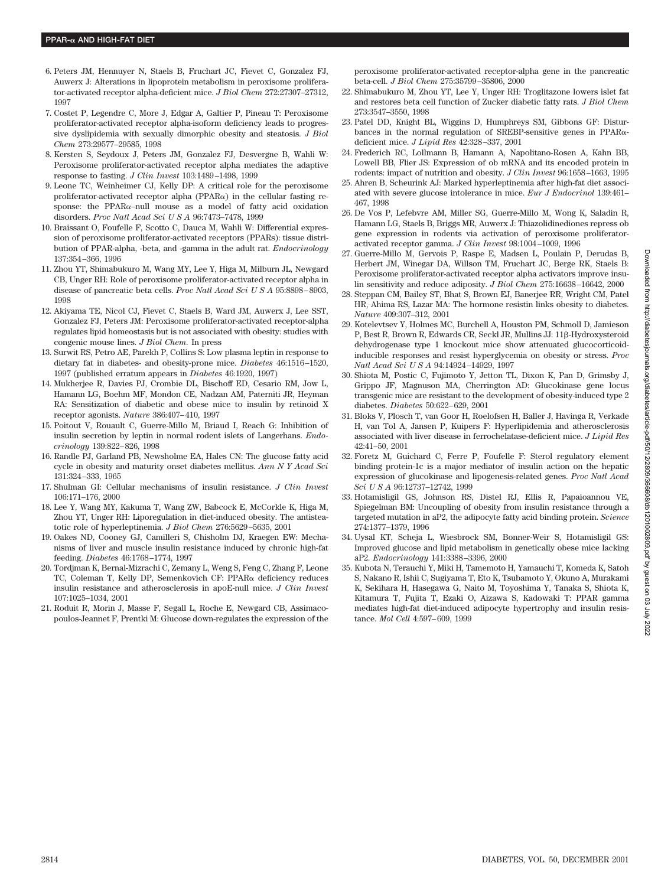6. Peters JM, Hennuyer N, Staels B, Fruchart JC, Fievet C, Gonzalez FJ, Auwerx J: Alterations in lipoprotein metabolism in peroxisome proliferator-activated receptor alpha-deficient mice. *J Biol Chem* 272:27307–27312, 1997
7. Costet P, Legendre C, More J, Edgar A, Galtier P, Pineau T: Peroxisome proliferator-activated receptor alpha-isoform deficiency leads to progressive dyslipidemia with sexually dimorphic obesity and steatosis. *J Biol Chem* 273:29577–29585, 1998
8. Kersten S, Seydoux J, Peters JM, Gonzalez FJ, Desvergne B, Wahli W: Peroxisome proliferator-activated receptor alpha mediates the adaptive response to fasting. *J Clin Invest* 103:1489–1498, 1999
9. Leone TC, Weinheimer CJ, Kelly DP: A critical role for the peroxisome proliferator-activated receptor alpha (PPARα) in the cellular fasting response: the PPARα–null mouse as a model of fatty acid oxidation disorders. *Proc Natl Acad Sci U S A* 96:7473–7478, 1999
10. Braissant O, Foufelle F, Scotto C, Dauca M, Wahli W: Differential expression of peroxisome proliferator-activated receptors (PPARs): tissue distribution of PPAR-alpha, -beta, and -gamma in the adult rat. *Endocrinology* 137:354–366, 1996
11. Zhou YT, Shimabukuro M, Wang MY, Lee Y, Higa M, Milburn JL, Newgard CB, Unger RH: Role of peroxisome proliferator-activated receptor alpha in disease of pancreatic beta cells. *Proc Natl Acad Sci U S A* 95:8898–8903, 1998
12. Akiyama TE, Nicol CJ, Fievet C, Staels B, Ward JM, Auwerx J, Lee SST, Gonzalez FJ, Peters JM: Peroxisome proliferator-activated receptor-alpha regulates lipid homeostasis but is not associated with obesity: studies with congenic mouse lines. *J Biol Chem.* In press
13. Surwit RS, Petro AE, Parekh P, Collins S: Low plasma leptin in response to dietary fat in diabetes- and obesity-prone mice. *Diabetes* 46:1516–1520, 1997 (published erratum appears in *Diabetes* 46:1920, 1997)
14. Mukherjee R, Davies PJ, Crombie DL, Bischoff ED, Cesario RM, Jow L, Hamann LG, Boehm MF, Mondon CE, Nadzan AM, Paterniti JR, Heyman RA: Sensitization of diabetic and obese mice to insulin by retinoid X receptor agonists. *Nature* 386:407–410, 1997
15. Poitout V, Rouault C, Guerre-Millo M, Briaud I, Reach G: Inhibition of insulin secretion by leptin in normal rodent islets of Langerhans. *Endocrinology* 139:822–826, 1998
16. Randle PJ, Garland PB, Newsholme EA, Hales CN: The glucose fatty acid cycle in obesity and maturity onset diabetes mellitus. *Ann N Y Acad Sci* 131:324–333, 1965
17. Shulman GI: Cellular mechanisms of insulin resistance. *J Clin Invest* 106:171–176, 2000
18. Lee Y, Wang MY, Kakuma T, Wang ZW, Babcock E, McCorkle K, Higa M, Zhou YT, Unger RH: Liporegulation in diet-induced obesity. The antisteatotic role of hyperleptinemia. *J Biol Chem* 276:5629–5635, 2001
19. Oakes ND, Cooney GJ, Camilleri S, Chisholm DJ, Kraegen EW: Mechanisms of liver and muscle insulin resistance induced by chronic high-fat feeding. *Diabetes* 46:1768–1774, 1997
20. Tordjman K, Bernal-Mizrachi C, Zemany L, Weng S, Feng C, Zhang F, Leone TC, Coleman T, Kelly DP, Semenkovich CF: PPARα deficiency reduces insulin resistance and atherosclerosis in apoE-null mice. *J Clin Invest* 107:1025–1034, 2001
21. Roduit R, Morin J, Masse F, Segall L, Roche E, Newgard CB, Assimacopoulos-Jeannet F, Prentki M: Glucose down-regulates the expression of the peroxisome proliferator-activated receptor-alpha gene in the pancreatic beta-cell. *J Biol Chem* 275:35799–35806, 2000
22. Shimabukuro M, Zhou YT, Lee Y, Unger RH: Troglitazone lowers islet fat and restores beta cell function of Zucker diabetic fatty rats. *J Biol Chem* 273:3547–3550, 1998
23. Patel DD, Knight BL, Wiggins D, Humphreys SM, Gibbons GF: Disturbances in the normal regulation of SREBP-sensitive genes in PPARα-deficient mice. *J Lipid Res* 42:328–337, 2001
24. Frederich RC, Lollmann B, Hamann A, Napolitano-Rosen A, Kahn BB, Lowell BB, Flier JS: Expression of ob mRNA and its encoded protein in rodents: impact of nutrition and obesity. *J Clin Invest* 96:1658–1663, 1995
25. Ahren B, Scheurink AJ: Marked hyperleptinemia after high-fat diet associated with severe glucose intolerance in mice. *Eur J Endocrinol* 139:461–467, 1998
26. De Vos P, Lefebvre AM, Miller SG, Guerre-Millo M, Wong K, Saladin R, Hamann LG, Staels B, Briggs MR, Auwerx J: Thiazolidinediones repress ob gene expression in rodents via activation of peroxisome proliferator-activated receptor gamma. *J Clin Invest* 98:1004–1009, 1996
27. Guerre-Millo M, Gervois P, Raspe E, Madsen L, Poulain P, Derudas B, Herbert JM, Winegar DA, Willson TM, Fruchart JC, Berge RK, Staels B: Peroxisome proliferator-activated receptor alpha activators improve insulin sensitivity and reduce adiposity. *J Biol Chem* 275:16638–16642, 2000
28. Steppan CM, Bailey ST, Bhat S, Brown EJ, Banerjee RR, Wright CM, Patel HR, Ahima RS, Lazar MA: The hormone resistin links obesity to diabetes. *Nature* 409:307–312, 2001
29. Kotelevtsev Y, Holmes MC, Burchell A, Houston PM, Schmoll D, Jamieson P, Best R, Brown R, Edwards CR, Seckl JR, Mullins JJ: 11β-Hydroxysteroid dehydrogenase type 1 knockout mice show attenuated glucocorticoid-inducible responses and resist hyperglycemia on obesity or stress. *Proc Natl Acad Sci U S A* 94:14924–14929, 1997
30. Shiota M, Postic C, Fujimoto Y, Jetton TL, Dixon K, Pan D, Grimsby J, Grippo JF, Magnuson MA, Cherrington AD: Glucokinase gene locus transgenic mice are resistant to the development of obesity-induced type 2 diabetes. *Diabetes* 50:622–629, 2001
31. Bloks V, Plosch T, van Goor H, Roelofsen H, Baller J, Havinga R, Verkade H, van Tol A, Jansen P, Kuipers F: Hyperlipidemia and atherosclerosis associated with liver disease in ferrochelatase-deficient mice. *J Lipid Res* 42:41–50, 2001
32. Foretz M, Guichard C, Ferre P, Foufelle F: Sterol regulatory element binding protein-1c is a major mediator of insulin action on the hepatic expression of glucokinase and lipogenesis-related genes. *Proc Natl Acad Sci U S A* 96:12737–12742, 1999
33. Hotamisligil GS, Johnson RS, Distel RJ, Ellis R, Papaioannou VE, Spiegelman BM: Uncoupling of obesity from insulin resistance through a targeted mutation in aP2, the adipocyte fatty acid binding protein. *Science* 274:1377–1379, 1996
34. Uysal KT, Scheja L, Wiesbrock SM, Bonner-Weir S, Hotamisligil GS: Improved glucose and lipid metabolism in genetically obese mice lacking aP2. *Endocrinology* 141:3388–3396, 2000
35. Kubota N, Terauchi Y, Miki H, Tamemoto H, Yamauchi T, Komeda K, Satoh S, Nakano R, Ishii C, Sugiyama T, Eto K, Tsubamoto Y, Okuno A, Murakami K, Sekihara H, Hasegawa G, Naito M, Toyoshima Y, Tanaka S, Shiota K, Kitamura T, Fujita T, Ezaki O, Aizawa S, Kadowaki T: PPAR gamma mediates high-fat diet-induced adipocyte hypertrophy and insulin resistance. *Mol Cell* 4:597–609, 1999